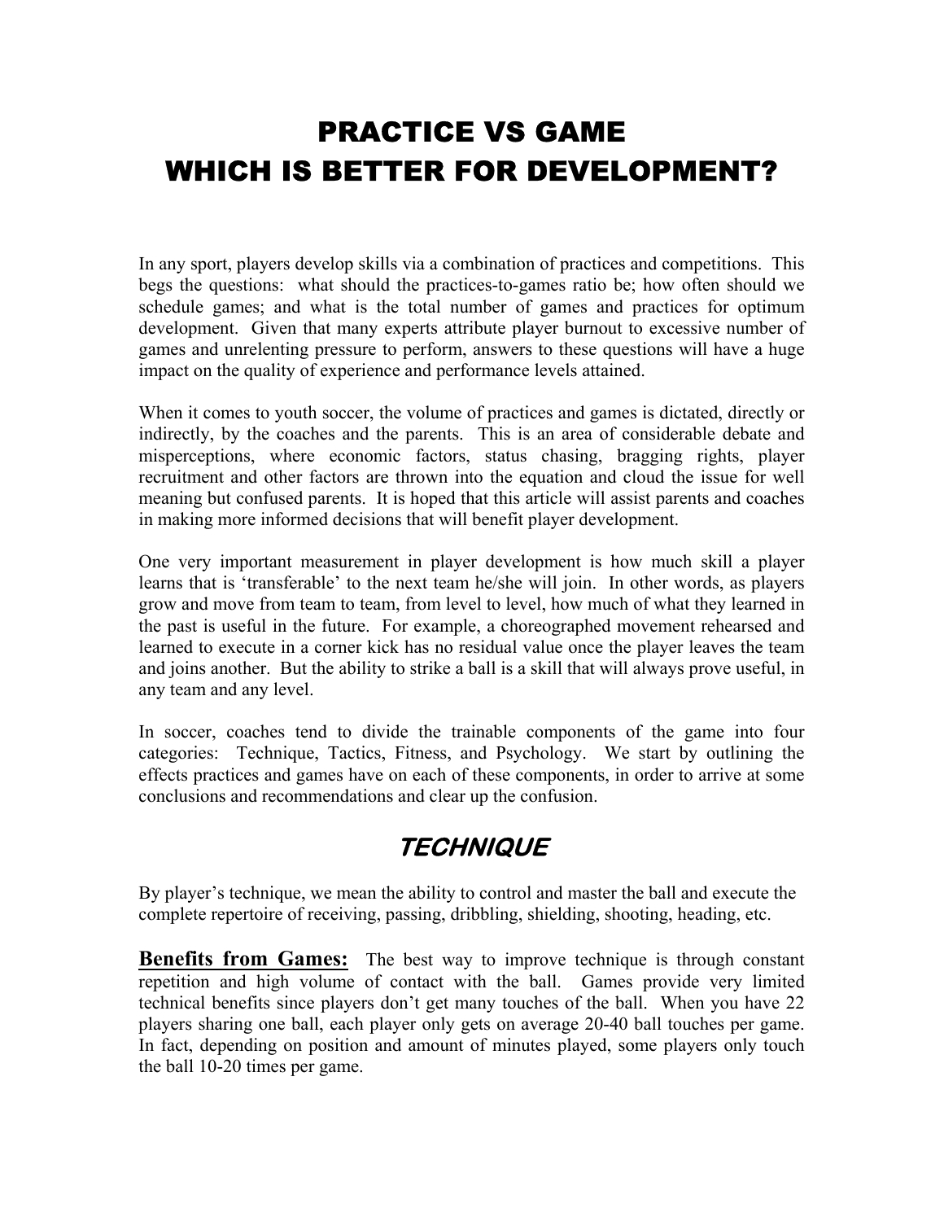# PRACTICE VS GAME
# WHICH IS BETTER FOR DEVELOPMENT?

In any sport, players develop skills via a combination of practices and competitions. This begs the questions: what should the practices-to-games ratio be; how often should we schedule games; and what is the total number of games and practices for optimum development. Given that many experts attribute player burnout to excessive number of games and unrelenting pressure to perform, answers to these questions will have a huge impact on the quality of experience and performance levels attained.

When it comes to youth soccer, the volume of practices and games is dictated, directly or indirectly, by the coaches and the parents. This is an area of considerable debate and misperceptions, where economic factors, status chasing, bragging rights, player recruitment and other factors are thrown into the equation and cloud the issue for well meaning but confused parents. It is hoped that this article will assist parents and coaches in making more informed decisions that will benefit player development.

One very important measurement in player development is how much skill a player learns that is 'transferable' to the next team he/she will join. In other words, as players grow and move from team to team, from level to level, how much of what they learned in the past is useful in the future. For example, a choreographed movement rehearsed and learned to execute in a corner kick has no residual value once the player leaves the team and joins another. But the ability to strike a ball is a skill that will always prove useful, in any team and any level.

In soccer, coaches tend to divide the trainable components of the game into four categories: Technique, Tactics, Fitness, and Psychology. We start by outlining the effects practices and games have on each of these components, in order to arrive at some conclusions and recommendations and clear up the confusion.

## *TECHNIQUE*

By player's technique, we mean the ability to control and master the ball and execute the complete repertoire of receiving, passing, dribbling, shielding, shooting, heading, etc.

**Benefits from Games:** The best way to improve technique is through constant repetition and high volume of contact with the ball. Games provide very limited technical benefits since players don't get many touches of the ball. When you have 22 players sharing one ball, each player only gets on average 20-40 ball touches per game. In fact, depending on position and amount of minutes played, some players only touch the ball 10-20 times per game.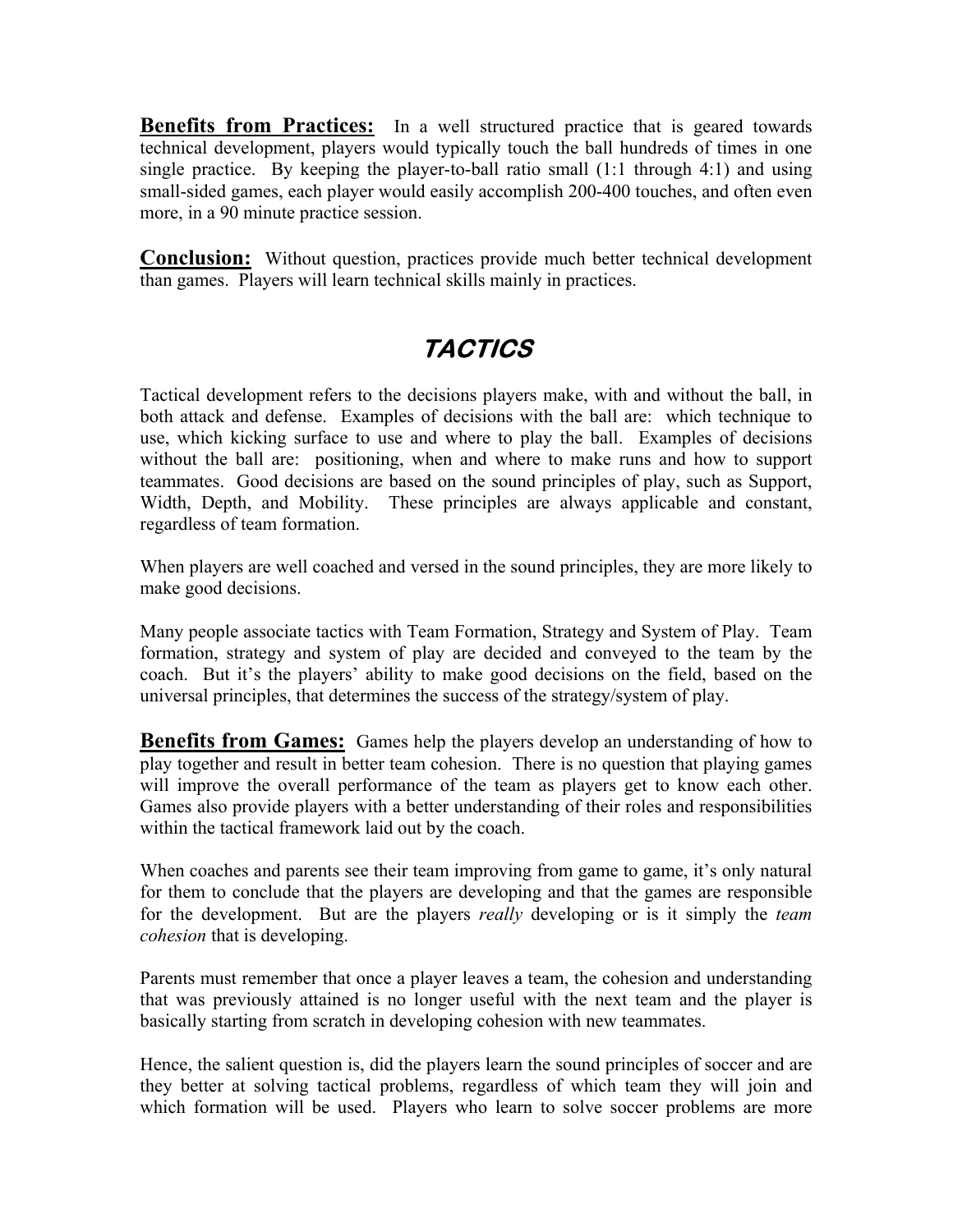**Benefits from Practices:** In a well structured practice that is geared towards technical development, players would typically touch the ball hundreds of times in one single practice. By keeping the player-to-ball ratio small (1:1 through 4:1) and using small-sided games, each player would easily accomplish 200-400 touches, and often even more, in a 90 minute practice session.

**Conclusion:** Without question, practices provide much better technical development than games. Players will learn technical skills mainly in practices.

## TACTICS

Tactical development refers to the decisions players make, with and without the ball, in both attack and defense. Examples of decisions with the ball are: which technique to use, which kicking surface to use and where to play the ball. Examples of decisions without the ball are: positioning, when and where to make runs and how to support teammates. Good decisions are based on the sound principles of play, such as Support, Width, Depth, and Mobility. These principles are always applicable and constant, regardless of team formation.

When players are well coached and versed in the sound principles, they are more likely to make good decisions.

Many people associate tactics with Team Formation, Strategy and System of Play. Team formation, strategy and system of play are decided and conveyed to the team by the coach. But it's the players' ability to make good decisions on the field, based on the universal principles, that determines the success of the strategy/system of play.

**Benefits from Games:** Games help the players develop an understanding of how to play together and result in better team cohesion. There is no question that playing games will improve the overall performance of the team as players get to know each other. Games also provide players with a better understanding of their roles and responsibilities within the tactical framework laid out by the coach.

When coaches and parents see their team improving from game to game, it's only natural for them to conclude that the players are developing and that the games are responsible for the development. But are the players *really* developing or is it simply the *team cohesion* that is developing.

Parents must remember that once a player leaves a team, the cohesion and understanding that was previously attained is no longer useful with the next team and the player is basically starting from scratch in developing cohesion with new teammates.

Hence, the salient question is, did the players learn the sound principles of soccer and are they better at solving tactical problems, regardless of which team they will join and which formation will be used. Players who learn to solve soccer problems are more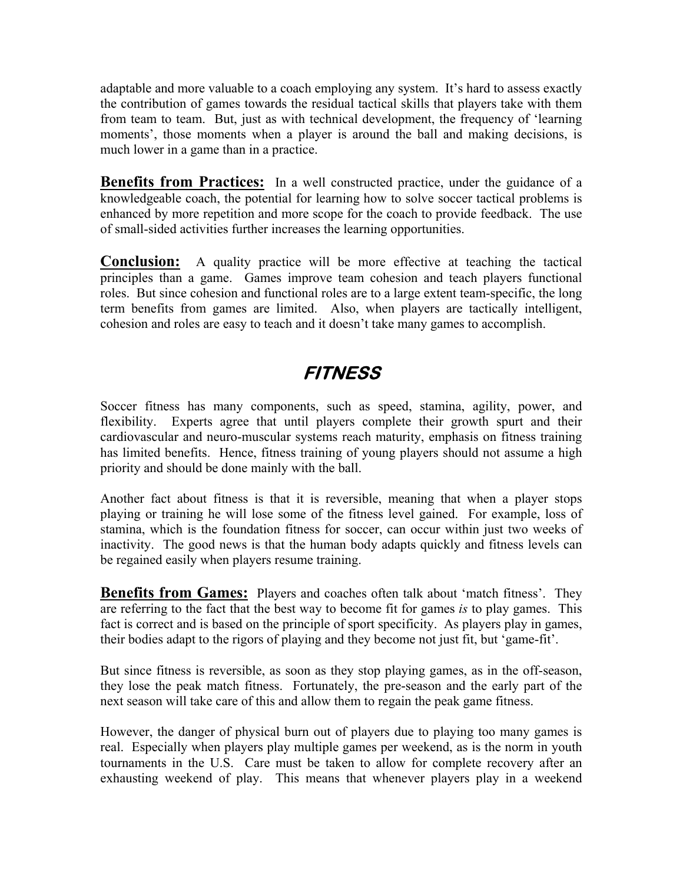adaptable and more valuable to a coach employing any system. It's hard to assess exactly the contribution of games towards the residual tactical skills that players take with them from team to team. But, just as with technical development, the frequency of 'learning moments', those moments when a player is around the ball and making decisions, is much lower in a game than in a practice.

**Benefits from Practices:** In a well constructed practice, under the guidance of a knowledgeable coach, the potential for learning how to solve soccer tactical problems is enhanced by more repetition and more scope for the coach to provide feedback. The use of small-sided activities further increases the learning opportunities.

**Conclusion:** A quality practice will be more effective at teaching the tactical principles than a game. Games improve team cohesion and teach players functional roles. But since cohesion and functional roles are to a large extent team-specific, the long term benefits from games are limited. Also, when players are tactically intelligent, cohesion and roles are easy to teach and it doesn't take many games to accomplish.

## FITNESS

Soccer fitness has many components, such as speed, stamina, agility, power, and flexibility. Experts agree that until players complete their growth spurt and their cardiovascular and neuro-muscular systems reach maturity, emphasis on fitness training has limited benefits. Hence, fitness training of young players should not assume a high priority and should be done mainly with the ball.

Another fact about fitness is that it is reversible, meaning that when a player stops playing or training he will lose some of the fitness level gained. For example, loss of stamina, which is the foundation fitness for soccer, can occur within just two weeks of inactivity. The good news is that the human body adapts quickly and fitness levels can be regained easily when players resume training.

**Benefits from Games:** Players and coaches often talk about 'match fitness'. They are referring to the fact that the best way to become fit for games *is* to play games. This fact is correct and is based on the principle of sport specificity. As players play in games, their bodies adapt to the rigors of playing and they become not just fit, but 'game-fit'.

But since fitness is reversible, as soon as they stop playing games, as in the off-season, they lose the peak match fitness. Fortunately, the pre-season and the early part of the next season will take care of this and allow them to regain the peak game fitness.

However, the danger of physical burn out of players due to playing too many games is real. Especially when players play multiple games per weekend, as is the norm in youth tournaments in the U.S. Care must be taken to allow for complete recovery after an exhausting weekend of play. This means that whenever players play in a weekend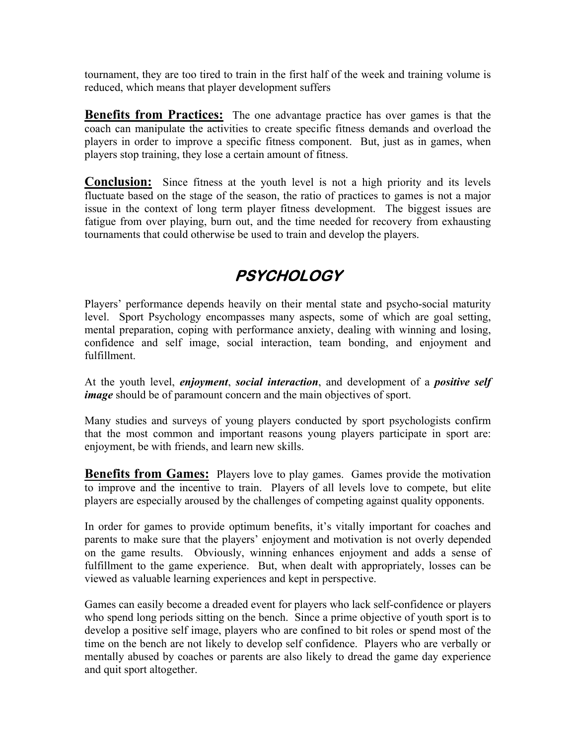tournament, they are too tired to train in the first half of the week and training volume is reduced, which means that player development suffers

**Benefits from Practices:** The one advantage practice has over games is that the coach can manipulate the activities to create specific fitness demands and overload the players in order to improve a specific fitness component. But, just as in games, when players stop training, they lose a certain amount of fitness.

**Conclusion:** Since fitness at the youth level is not a high priority and its levels fluctuate based on the stage of the season, the ratio of practices to games is not a major issue in the context of long term player fitness development. The biggest issues are fatigue from over playing, burn out, and the time needed for recovery from exhausting tournaments that could otherwise be used to train and develop the players.

# PSYCHOLOGY

Players' performance depends heavily on their mental state and psycho-social maturity level. Sport Psychology encompasses many aspects, some of which are goal setting, mental preparation, coping with performance anxiety, dealing with winning and losing, confidence and self image, social interaction, team bonding, and enjoyment and fulfillment.

At the youth level, ***enjoyment***, ***social interaction***, and development of a ***positive self image*** should be of paramount concern and the main objectives of sport.

Many studies and surveys of young players conducted by sport psychologists confirm that the most common and important reasons young players participate in sport are: enjoyment, be with friends, and learn new skills.

**Benefits from Games:** Players love to play games. Games provide the motivation to improve and the incentive to train. Players of all levels love to compete, but elite players are especially aroused by the challenges of competing against quality opponents.

In order for games to provide optimum benefits, it's vitally important for coaches and parents to make sure that the players' enjoyment and motivation is not overly depended on the game results. Obviously, winning enhances enjoyment and adds a sense of fulfillment to the game experience. But, when dealt with appropriately, losses can be viewed as valuable learning experiences and kept in perspective.

Games can easily become a dreaded event for players who lack self-confidence or players who spend long periods sitting on the bench. Since a prime objective of youth sport is to develop a positive self image, players who are confined to bit roles or spend most of the time on the bench are not likely to develop self confidence. Players who are verbally or mentally abused by coaches or parents are also likely to dread the game day experience and quit sport altogether.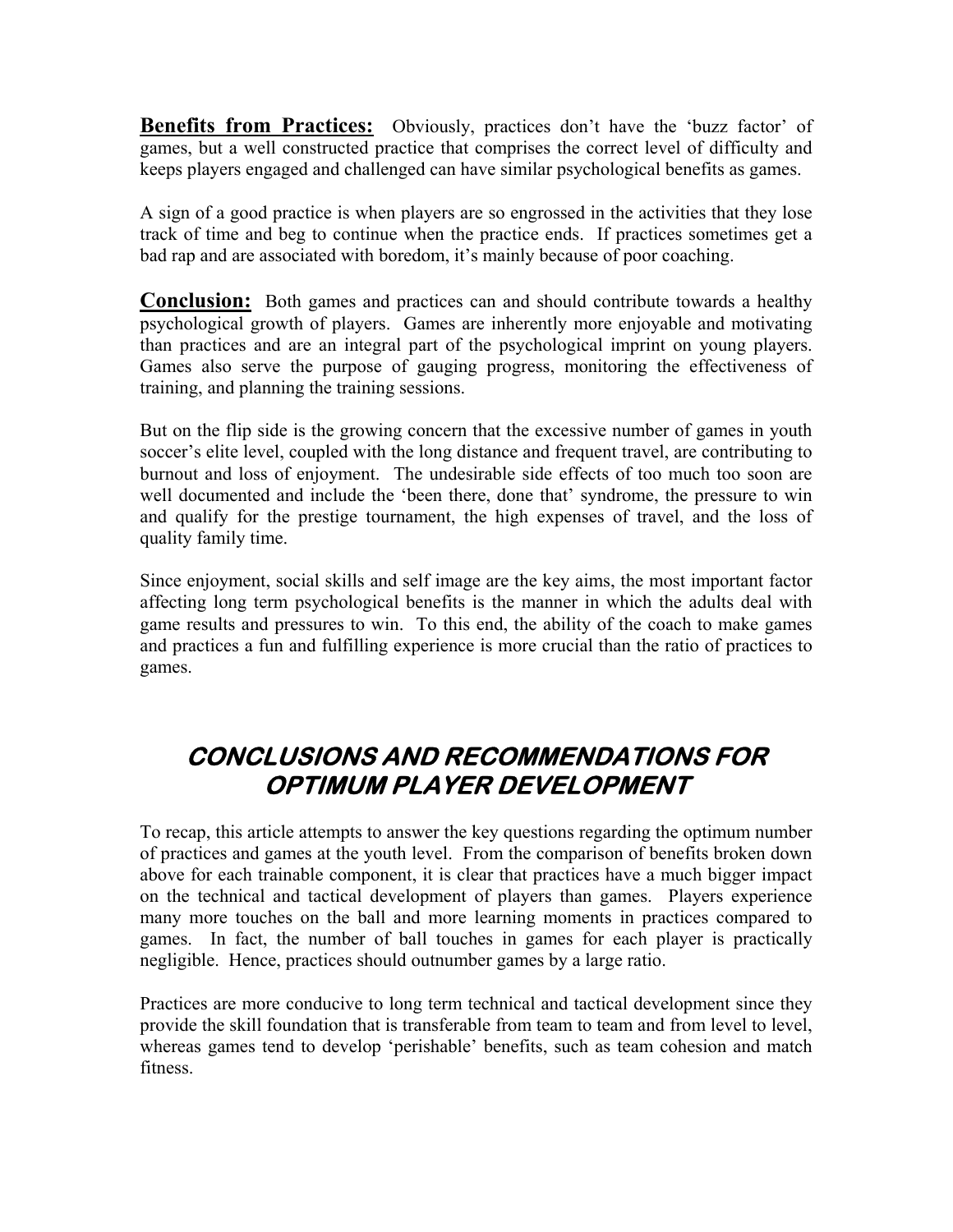**Benefits from Practices:** Obviously, practices don't have the 'buzz factor' of games, but a well constructed practice that comprises the correct level of difficulty and keeps players engaged and challenged can have similar psychological benefits as games.

A sign of a good practice is when players are so engrossed in the activities that they lose track of time and beg to continue when the practice ends. If practices sometimes get a bad rap and are associated with boredom, it's mainly because of poor coaching.

**Conclusion:** Both games and practices can and should contribute towards a healthy psychological growth of players. Games are inherently more enjoyable and motivating than practices and are an integral part of the psychological imprint on young players. Games also serve the purpose of gauging progress, monitoring the effectiveness of training, and planning the training sessions.

But on the flip side is the growing concern that the excessive number of games in youth soccer's elite level, coupled with the long distance and frequent travel, are contributing to burnout and loss of enjoyment. The undesirable side effects of too much too soon are well documented and include the 'been there, done that' syndrome, the pressure to win and qualify for the prestige tournament, the high expenses of travel, and the loss of quality family time.

Since enjoyment, social skills and self image are the key aims, the most important factor affecting long term psychological benefits is the manner in which the adults deal with game results and pressures to win. To this end, the ability of the coach to make games and practices a fun and fulfilling experience is more crucial than the ratio of practices to games.

## CONCLUSIONS AND RECOMMENDATIONS FOR OPTIMUM PLAYER DEVELOPMENT

To recap, this article attempts to answer the key questions regarding the optimum number of practices and games at the youth level. From the comparison of benefits broken down above for each trainable component, it is clear that practices have a much bigger impact on the technical and tactical development of players than games. Players experience many more touches on the ball and more learning moments in practices compared to games. In fact, the number of ball touches in games for each player is practically negligible. Hence, practices should outnumber games by a large ratio.

Practices are more conducive to long term technical and tactical development since they provide the skill foundation that is transferable from team to team and from level to level, whereas games tend to develop 'perishable' benefits, such as team cohesion and match fitness.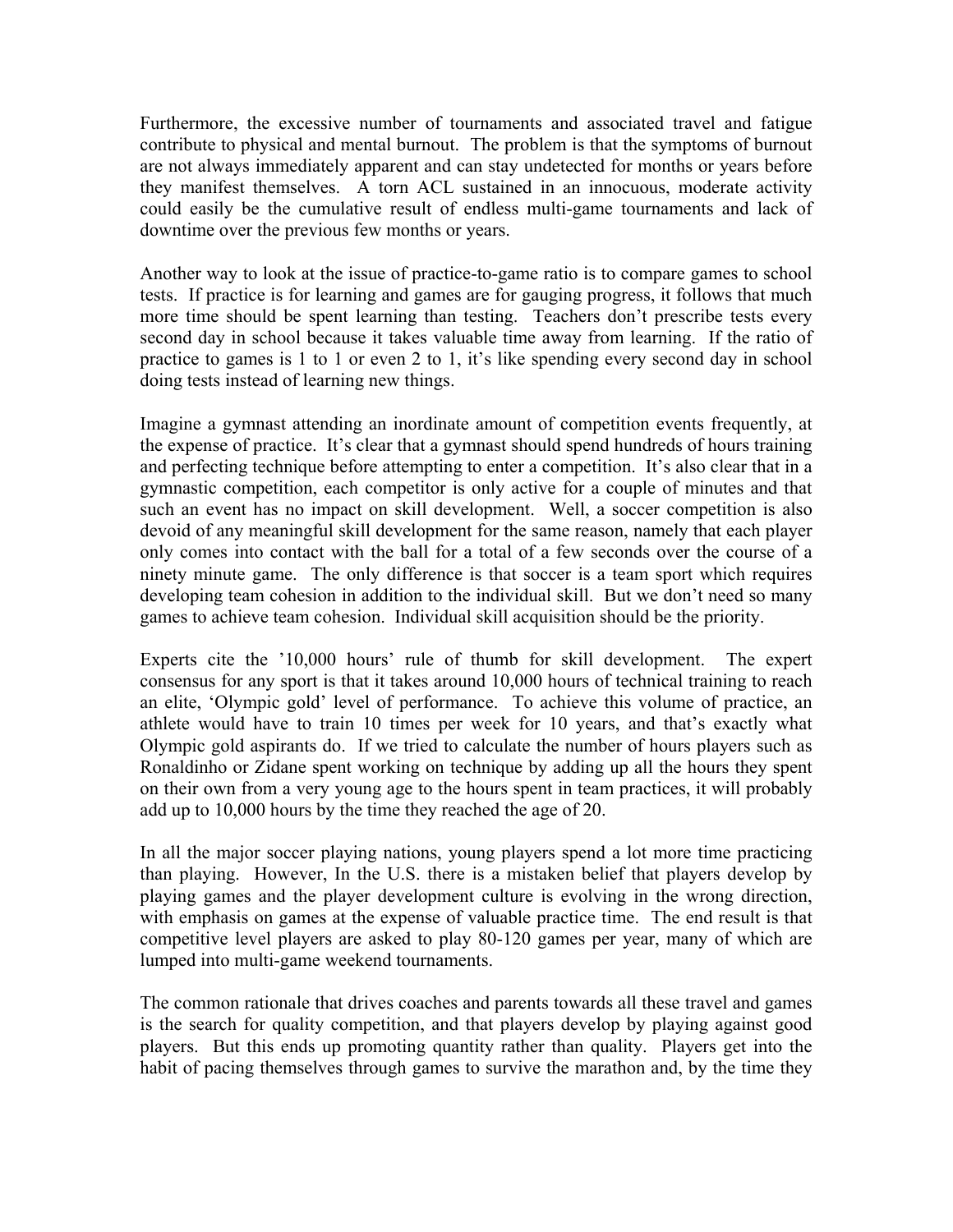Furthermore, the excessive number of tournaments and associated travel and fatigue contribute to physical and mental burnout. The problem is that the symptoms of burnout are not always immediately apparent and can stay undetected for months or years before they manifest themselves. A torn ACL sustained in an innocuous, moderate activity could easily be the cumulative result of endless multi-game tournaments and lack of downtime over the previous few months or years.

Another way to look at the issue of practice-to-game ratio is to compare games to school tests. If practice is for learning and games are for gauging progress, it follows that much more time should be spent learning than testing. Teachers don't prescribe tests every second day in school because it takes valuable time away from learning. If the ratio of practice to games is 1 to 1 or even 2 to 1, it's like spending every second day in school doing tests instead of learning new things.

Imagine a gymnast attending an inordinate amount of competition events frequently, at the expense of practice. It's clear that a gymnast should spend hundreds of hours training and perfecting technique before attempting to enter a competition. It's also clear that in a gymnastic competition, each competitor is only active for a couple of minutes and that such an event has no impact on skill development. Well, a soccer competition is also devoid of any meaningful skill development for the same reason, namely that each player only comes into contact with the ball for a total of a few seconds over the course of a ninety minute game. The only difference is that soccer is a team sport which requires developing team cohesion in addition to the individual skill. But we don't need so many games to achieve team cohesion. Individual skill acquisition should be the priority.

Experts cite the '10,000 hours' rule of thumb for skill development. The expert consensus for any sport is that it takes around 10,000 hours of technical training to reach an elite, 'Olympic gold' level of performance. To achieve this volume of practice, an athlete would have to train 10 times per week for 10 years, and that's exactly what Olympic gold aspirants do. If we tried to calculate the number of hours players such as Ronaldinho or Zidane spent working on technique by adding up all the hours they spent on their own from a very young age to the hours spent in team practices, it will probably add up to 10,000 hours by the time they reached the age of 20.

In all the major soccer playing nations, young players spend a lot more time practicing than playing. However, In the U.S. there is a mistaken belief that players develop by playing games and the player development culture is evolving in the wrong direction, with emphasis on games at the expense of valuable practice time. The end result is that competitive level players are asked to play 80-120 games per year, many of which are lumped into multi-game weekend tournaments.

The common rationale that drives coaches and parents towards all these travel and games is the search for quality competition, and that players develop by playing against good players. But this ends up promoting quantity rather than quality. Players get into the habit of pacing themselves through games to survive the marathon and, by the time they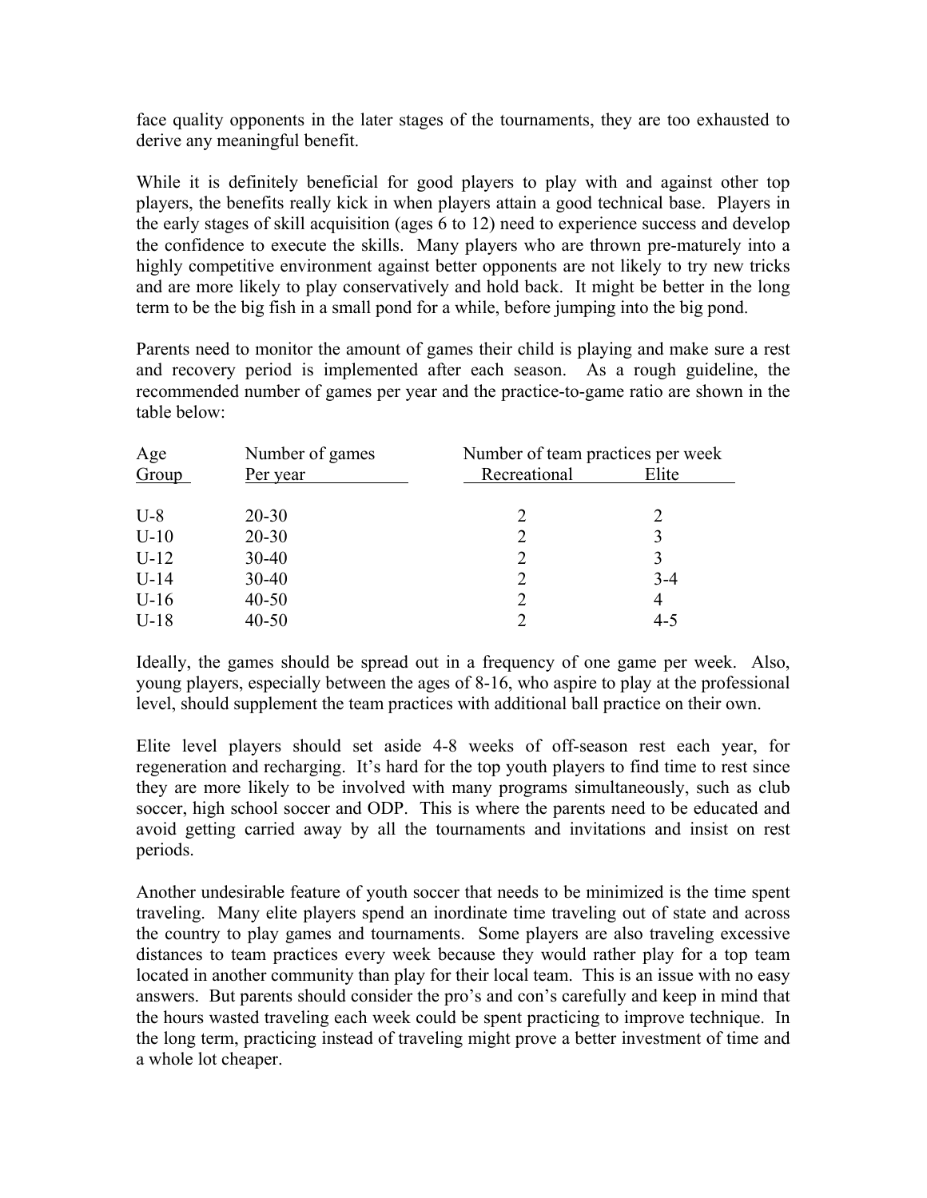face quality opponents in the later stages of the tournaments, they are too exhausted to derive any meaningful benefit.

While it is definitely beneficial for good players to play with and against other top players, the benefits really kick in when players attain a good technical base. Players in the early stages of skill acquisition (ages 6 to 12) need to experience success and develop the confidence to execute the skills. Many players who are thrown pre-maturely into a highly competitive environment against better opponents are not likely to try new tricks and are more likely to play conservatively and hold back. It might be better in the long term to be the big fish in a small pond for a while, before jumping into the big pond.

Parents need to monitor the amount of games their child is playing and make sure a rest and recovery period is implemented after each season. As a rough guideline, the recommended number of games per year and the practice-to-game ratio are shown in the table below:

| Age Group | Number of games Per year | Number of team practices per week | |
|---|---|---|---|
| | | Recreational | Elite |
| U-8 | 20-30 | 2 | 2 |
| U-10 | 20-30 | 2 | 3 |
| U-12 | 30-40 | 2 | 3 |
| U-14 | 30-40 | 2 | 3-4 |
| U-16 | 40-50 | 2 | 4 |
| U-18 | 40-50 | 2 | 4-5 |

Ideally, the games should be spread out in a frequency of one game per week. Also, young players, especially between the ages of 8-16, who aspire to play at the professional level, should supplement the team practices with additional ball practice on their own.

Elite level players should set aside 4-8 weeks of off-season rest each year, for regeneration and recharging. It's hard for the top youth players to find time to rest since they are more likely to be involved with many programs simultaneously, such as club soccer, high school soccer and ODP. This is where the parents need to be educated and avoid getting carried away by all the tournaments and invitations and insist on rest periods.

Another undesirable feature of youth soccer that needs to be minimized is the time spent traveling. Many elite players spend an inordinate time traveling out of state and across the country to play games and tournaments. Some players are also traveling excessive distances to team practices every week because they would rather play for a top team located in another community than play for their local team. This is an issue with no easy answers. But parents should consider the pro's and con's carefully and keep in mind that the hours wasted traveling each week could be spent practicing to improve technique. In the long term, practicing instead of traveling might prove a better investment of time and a whole lot cheaper.